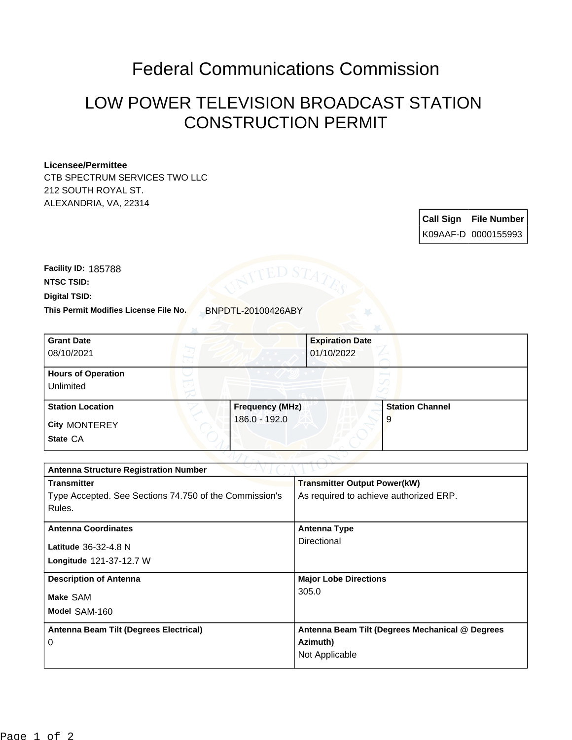# Federal Communications Commission

## LOW POWER TELEVISION BROADCAST STATION CONSTRUCTION PERMIT

**Licensee/Permittee**
CTB SPECTRUM SERVICES TWO LLC
212 SOUTH ROYAL ST.
ALEXANDRIA, VA, 22314

| Call Sign | File Number |
| --- | --- |
| K09AAF-D | 0000155993 |

**Facility ID:** 185788
**NTSC TSID:**
**Digital TSID:**
**This Permit Modifies License File No.** BNPDTL-20100426ABY

| Grant Date | Expiration Date |
| --- | --- |
| 08/10/2021 | 01/10/2022 |

**Hours of Operation**
Unlimited

| Station Location | Frequency (MHz) | Station Channel |
| --- | --- | --- |
| City MONTEREY<br>State CA | 186.0 - 192.0 | 9 |

| Antenna Structure Registration Number | |
| --- | --- |
| **Transmitter**<br>Type Accepted. See Sections 74.750 of the Commission's Rules. | **Transmitter Output Power(kW)**<br>As required to achieve authorized ERP. |
| **Antenna Coordinates**<br>Latitude 36-32-4.8 N<br>Longitude 121-37-12.7 W | **Antenna Type**<br>Directional |
| **Description of Antenna**<br>Make SAM<br>Model SAM-160 | **Major Lobe Directions**<br>305.0 |
| **Antenna Beam Tilt (Degrees Electrical)**<br>0 | **Antenna Beam Tilt (Degrees Mechanical @ Degrees Azimuth)**<br>Not Applicable |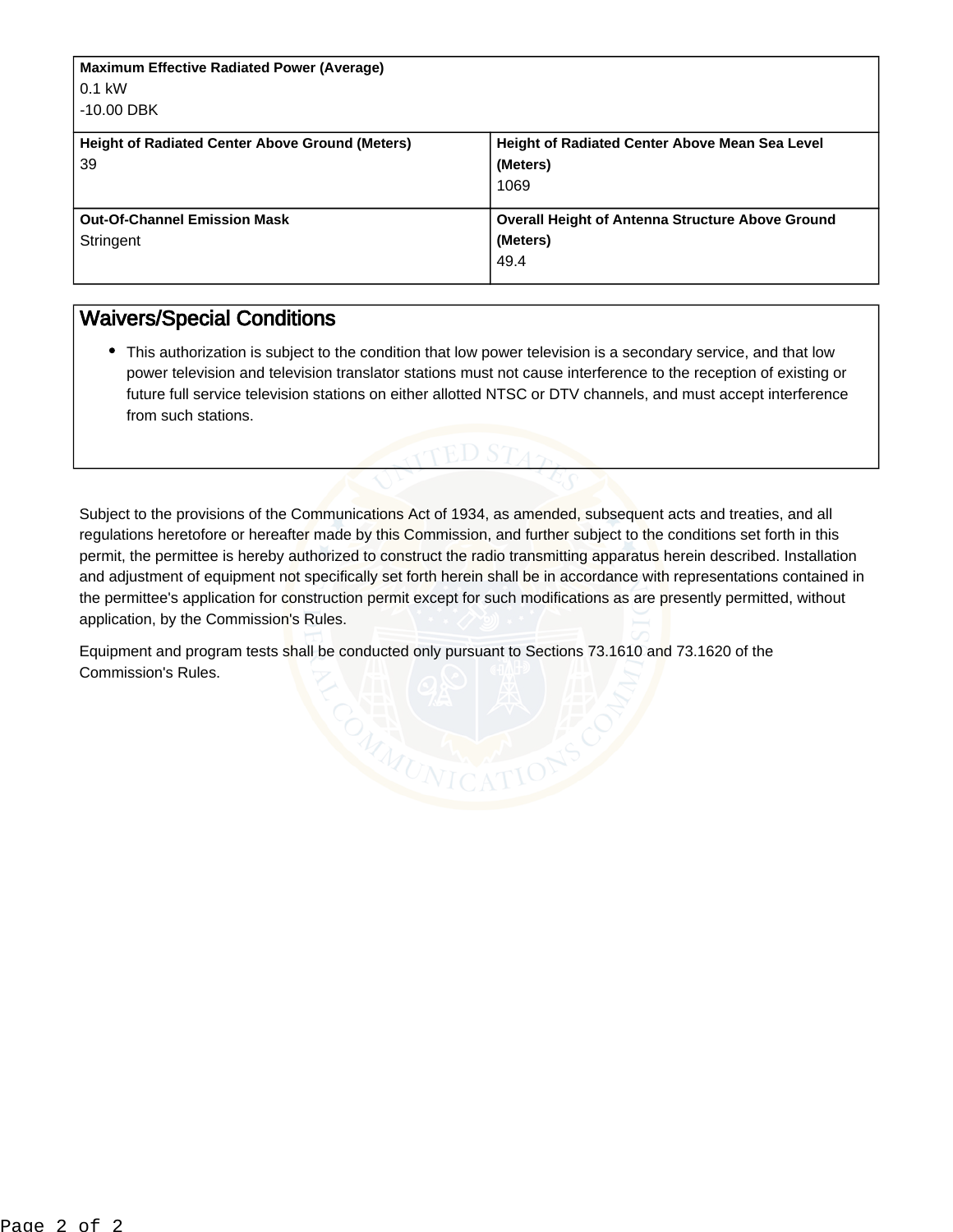| | |
|---|---|
| **Maximum Effective Radiated Power (Average)**<br>0.1 kW<br>-10.00 DBK | |
| **Height of Radiated Center Above Ground (Meters)**<br>39 | **Height of Radiated Center Above Mean Sea Level (Meters)**<br>1069 |
| **Out-Of-Channel Emission Mask**<br>Stringent | **Overall Height of Antenna Structure Above Ground (Meters)**<br>49.4 |

## Waivers/Special Conditions

- This authorization is subject to the condition that low power television is a secondary service, and that low power television and television translator stations must not cause interference to the reception of existing or future full service television stations on either allotted NTSC or DTV channels, and must accept interference from such stations.

Subject to the provisions of the Communications Act of 1934, as amended, subsequent acts and treaties, and all regulations heretofore or hereafter made by this Commission, and further subject to the conditions set forth in this permit, the permittee is hereby authorized to construct the radio transmitting apparatus herein described. Installation and adjustment of equipment not specifically set forth herein shall be in accordance with representations contained in the permittee's application for construction permit except for such modifications as are presently permitted, without application, by the Commission's Rules.

Equipment and program tests shall be conducted only pursuant to Sections 73.1610 and 73.1620 of the Commission's Rules.